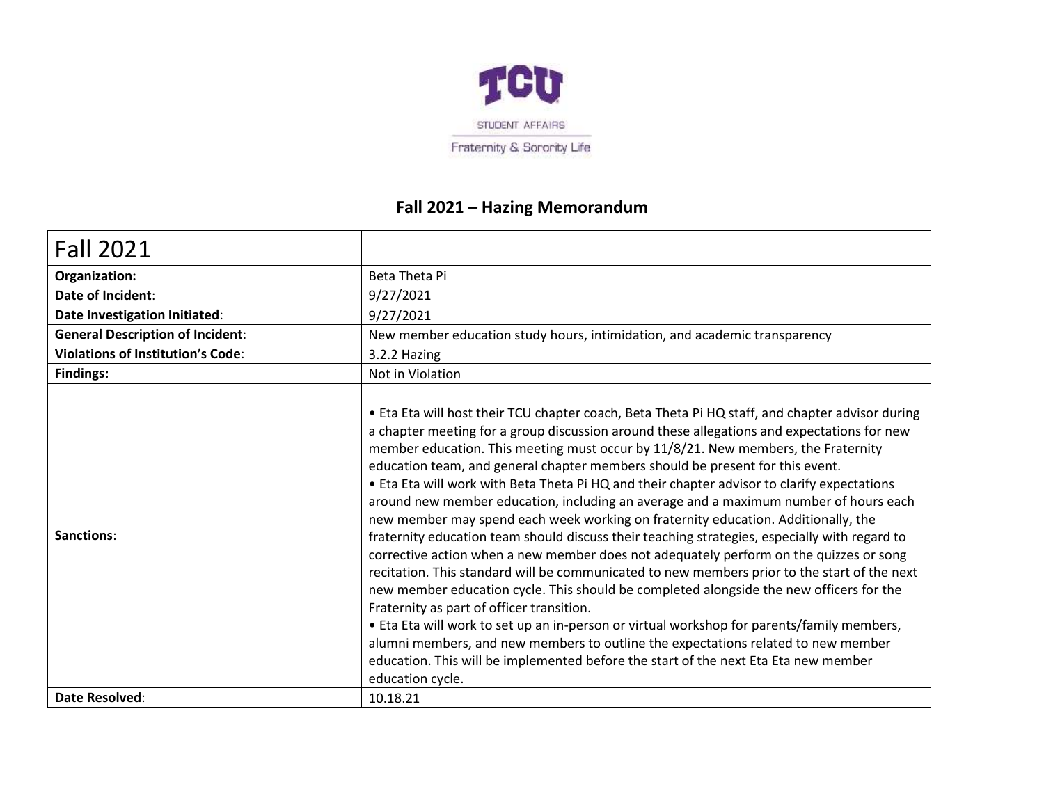TCU

STUDENT AFFAIRS

Fraternity & Sorority Life

## Fall 2021 – Hazing Memorandum

| Fall 2021 | |
|---|---|
| **Organization:** | Beta Theta Pi |
| **Date of Incident**: | 9/27/2021 |
| **Date Investigation Initiated**: | 9/27/2021 |
| **General Description of Incident**: | New member education study hours, intimidation, and academic transparency |
| **Violations of Institution's Code**: | 3.2.2 Hazing |
| **Findings:** | Not in Violation |
| **Sanctions**: | • Eta Eta will host their TCU chapter coach, Beta Theta Pi HQ staff, and chapter advisor during a chapter meeting for a group discussion around these allegations and expectations for new member education. This meeting must occur by 11/8/21. New members, the Fraternity education team, and general chapter members should be present for this event.<br>• Eta Eta will work with Beta Theta Pi HQ and their chapter advisor to clarify expectations around new member education, including an average and a maximum number of hours each new member may spend each week working on fraternity education. Additionally, the fraternity education team should discuss their teaching strategies, especially with regard to corrective action when a new member does not adequately perform on the quizzes or song recitation. This standard will be communicated to new members prior to the start of the next new member education cycle. This should be completed alongside the new officers for the Fraternity as part of officer transition.<br>• Eta Eta will work to set up an in-person or virtual workshop for parents/family members, alumni members, and new members to outline the expectations related to new member education. This will be implemented before the start of the next Eta Eta new member education cycle. |
| **Date Resolved**: | 10.18.21 |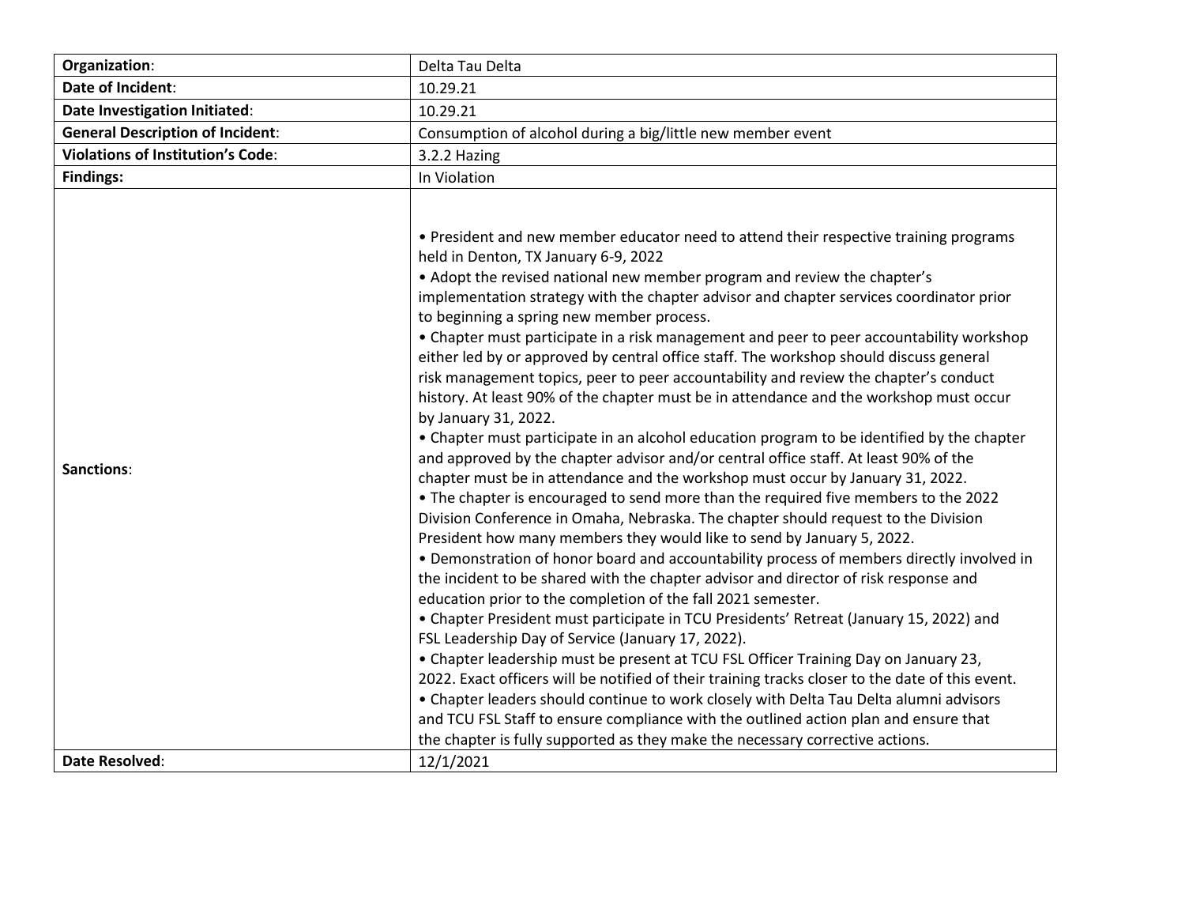| **Organization**: | Delta Tau Delta |
|---|---|
| **Date of Incident**: | 10.29.21 |
| **Date Investigation Initiated**: | 10.29.21 |
| **General Description of Incident**: | Consumption of alcohol during a big/little new member event |
| **Violations of Institution's Code**: | 3.2.2 Hazing |
| **Findings:** | In Violation |
| **Sanctions**: | • President and new member educator need to attend their respective training programs held in Denton, TX January 6-9, 2022<br>• Adopt the revised national new member program and review the chapter's implementation strategy with the chapter advisor and chapter services coordinator prior to beginning a spring new member process.<br>• Chapter must participate in a risk management and peer to peer accountability workshop either led by or approved by central office staff. The workshop should discuss general risk management topics, peer to peer accountability and review the chapter's conduct history. At least 90% of the chapter must be in attendance and the workshop must occur by January 31, 2022.<br>• Chapter must participate in an alcohol education program to be identified by the chapter and approved by the chapter advisor and/or central office staff. At least 90% of the chapter must be in attendance and the workshop must occur by January 31, 2022.<br>• The chapter is encouraged to send more than the required five members to the 2022 Division Conference in Omaha, Nebraska. The chapter should request to the Division President how many members they would like to send by January 5, 2022.<br>• Demonstration of honor board and accountability process of members directly involved in the incident to be shared with the chapter advisor and director of risk response and education prior to the completion of the fall 2021 semester.<br>• Chapter President must participate in TCU Presidents' Retreat (January 15, 2022) and FSL Leadership Day of Service (January 17, 2022).<br>• Chapter leadership must be present at TCU FSL Officer Training Day on January 23, 2022. Exact officers will be notified of their training tracks closer to the date of this event.<br>• Chapter leaders should continue to work closely with Delta Tau Delta alumni advisors and TCU FSL Staff to ensure compliance with the outlined action plan and ensure that the chapter is fully supported as they make the necessary corrective actions. |
| **Date Resolved**: | 12/1/2021 |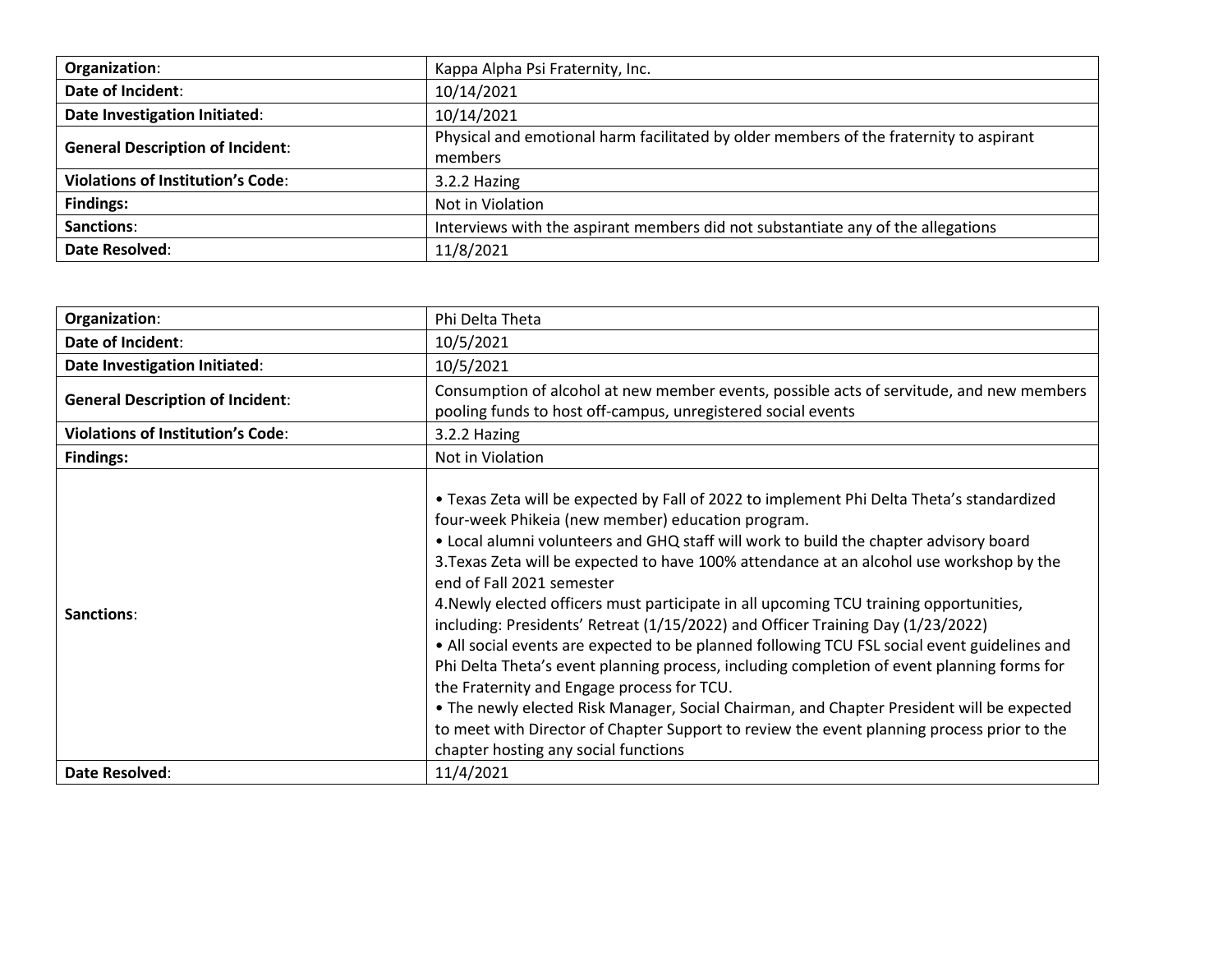| **Organization**: | Kappa Alpha Psi Fraternity, Inc. |
|---|---|
| **Date of Incident**: | 10/14/2021 |
| **Date Investigation Initiated**: | 10/14/2021 |
| **General Description of Incident**: | Physical and emotional harm facilitated by older members of the fraternity to aspirant members |
| **Violations of Institution's Code**: | 3.2.2 Hazing |
| **Findings:** | Not in Violation |
| **Sanctions**: | Interviews with the aspirant members did not substantiate any of the allegations |
| **Date Resolved**: | 11/8/2021 |

| **Organization**: | Phi Delta Theta |
|---|---|
| **Date of Incident**: | 10/5/2021 |
| **Date Investigation Initiated**: | 10/5/2021 |
| **General Description of Incident**: | Consumption of alcohol at new member events, possible acts of servitude, and new members pooling funds to host off-campus, unregistered social events |
| **Violations of Institution's Code**: | 3.2.2 Hazing |
| **Findings:** | Not in Violation |
| **Sanctions**: | • Texas Zeta will be expected by Fall of 2022 to implement Phi Delta Theta's standardized four-week Phikeia (new member) education program.<br>• Local alumni volunteers and GHQ staff will work to build the chapter advisory board<br>3.Texas Zeta will be expected to have 100% attendance at an alcohol use workshop by the end of Fall 2021 semester<br>4.Newly elected officers must participate in all upcoming TCU training opportunities, including: Presidents' Retreat (1/15/2022) and Officer Training Day (1/23/2022)<br>• All social events are expected to be planned following TCU FSL social event guidelines and Phi Delta Theta's event planning process, including completion of event planning forms for the Fraternity and Engage process for TCU.<br>• The newly elected Risk Manager, Social Chairman, and Chapter President will be expected to meet with Director of Chapter Support to review the event planning process prior to the chapter hosting any social functions |
| **Date Resolved**: | 11/4/2021 |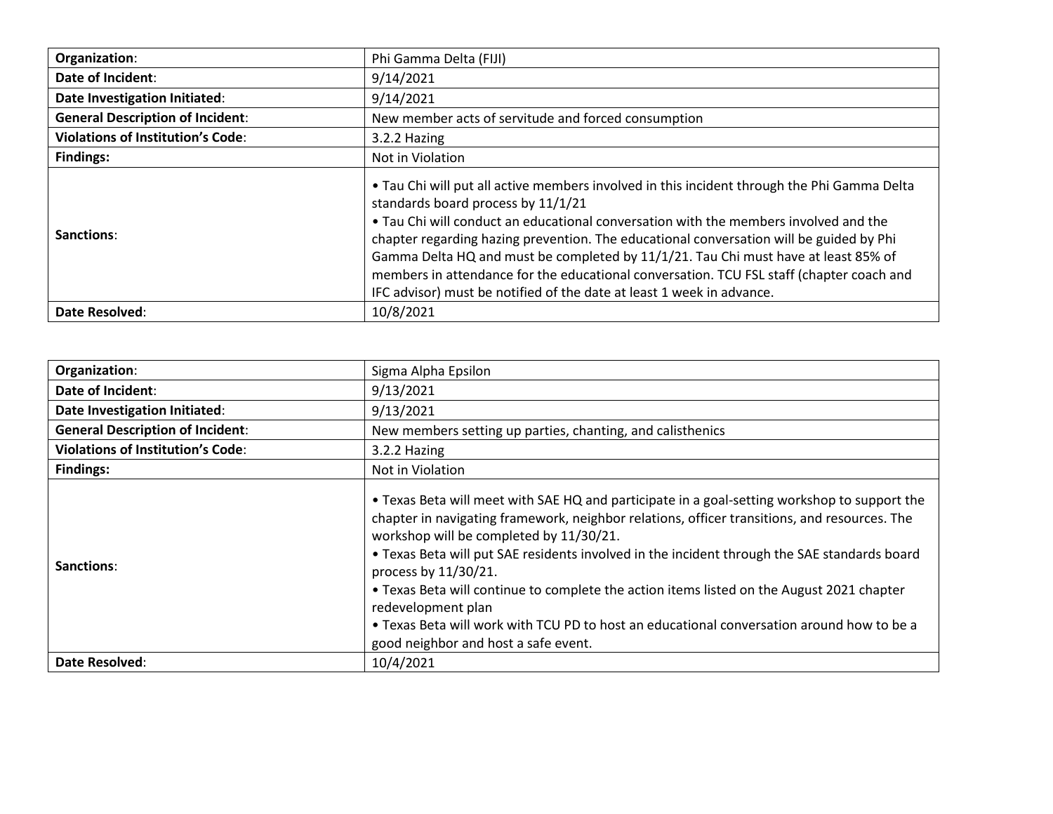| **Organization**: | Phi Gamma Delta (FIJI) |
| --- | --- |
| **Date of Incident**: | 9/14/2021 |
| **Date Investigation Initiated**: | 9/14/2021 |
| **General Description of Incident**: | New member acts of servitude and forced consumption |
| **Violations of Institution's Code**: | 3.2.2 Hazing |
| **Findings:** | Not in Violation |
| **Sanctions**: | • Tau Chi will put all active members involved in this incident through the Phi Gamma Delta standards board process by 11/1/21<br>• Tau Chi will conduct an educational conversation with the members involved and the chapter regarding hazing prevention. The educational conversation will be guided by Phi Gamma Delta HQ and must be completed by 11/1/21. Tau Chi must have at least 85% of members in attendance for the educational conversation. TCU FSL staff (chapter coach and IFC advisor) must be notified of the date at least 1 week in advance. |
| **Date Resolved**: | 10/8/2021 |

| **Organization**: | Sigma Alpha Epsilon |
| --- | --- |
| **Date of Incident**: | 9/13/2021 |
| **Date Investigation Initiated**: | 9/13/2021 |
| **General Description of Incident**: | New members setting up parties, chanting, and calisthenics |
| **Violations of Institution's Code**: | 3.2.2 Hazing |
| **Findings:** | Not in Violation |
| **Sanctions**: | • Texas Beta will meet with SAE HQ and participate in a goal-setting workshop to support the chapter in navigating framework, neighbor relations, officer transitions, and resources. The workshop will be completed by 11/30/21.<br>• Texas Beta will put SAE residents involved in the incident through the SAE standards board process by 11/30/21.<br>• Texas Beta will continue to complete the action items listed on the August 2021 chapter redevelopment plan<br>• Texas Beta will work with TCU PD to host an educational conversation around how to be a good neighbor and host a safe event. |
| **Date Resolved**: | 10/4/2021 |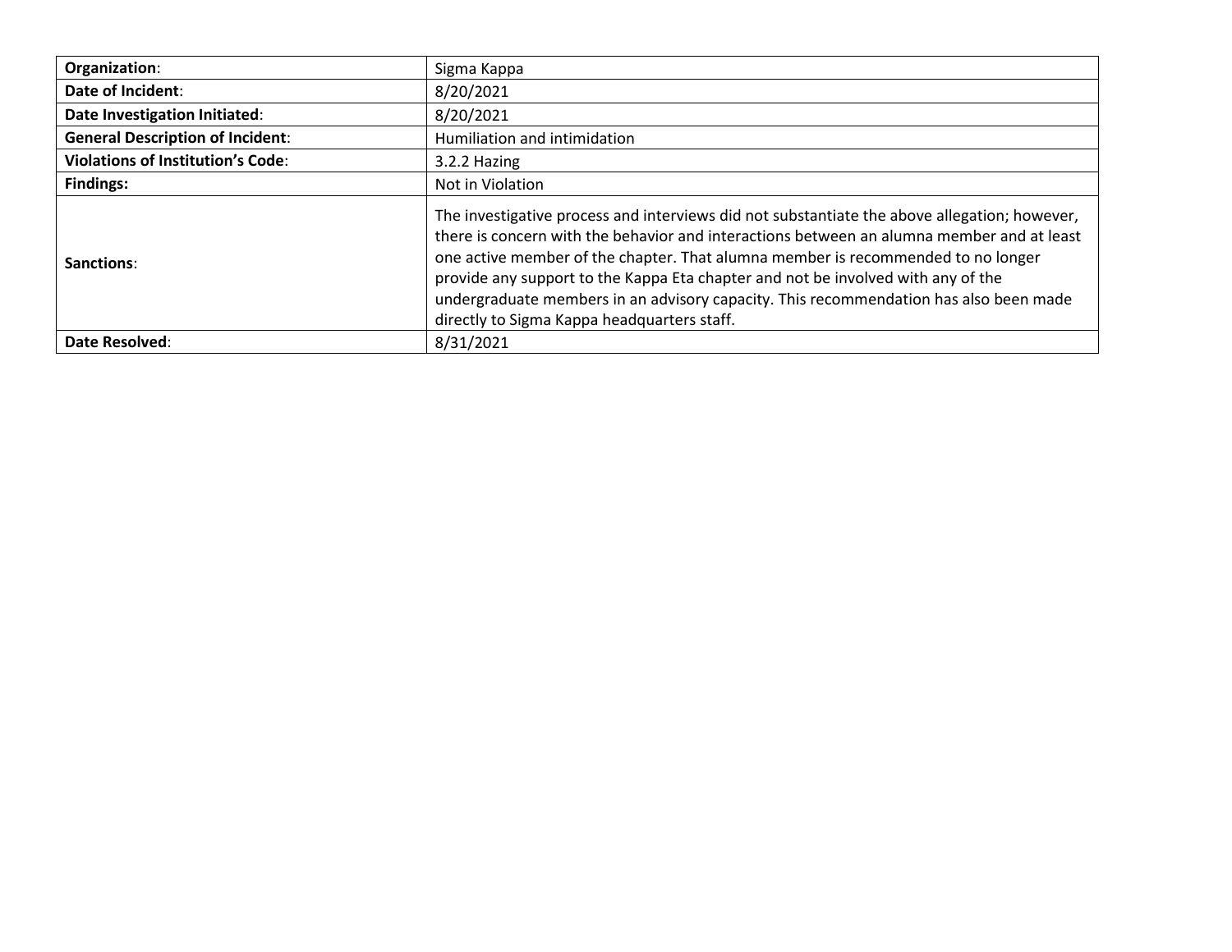| | |
|---|---|
| **Organization**: | Sigma Kappa |
| **Date of Incident**: | 8/20/2021 |
| **Date Investigation Initiated**: | 8/20/2021 |
| **General Description of Incident**: | Humiliation and intimidation |
| **Violations of Institution's Code**: | 3.2.2 Hazing |
| **Findings:** | Not in Violation |
| **Sanctions**: | The investigative process and interviews did not substantiate the above allegation; however, there is concern with the behavior and interactions between an alumna member and at least one active member of the chapter. That alumna member is recommended to no longer provide any support to the Kappa Eta chapter and not be involved with any of the undergraduate members in an advisory capacity. This recommendation has also been made directly to Sigma Kappa headquarters staff. |
| **Date Resolved**: | 8/31/2021 |